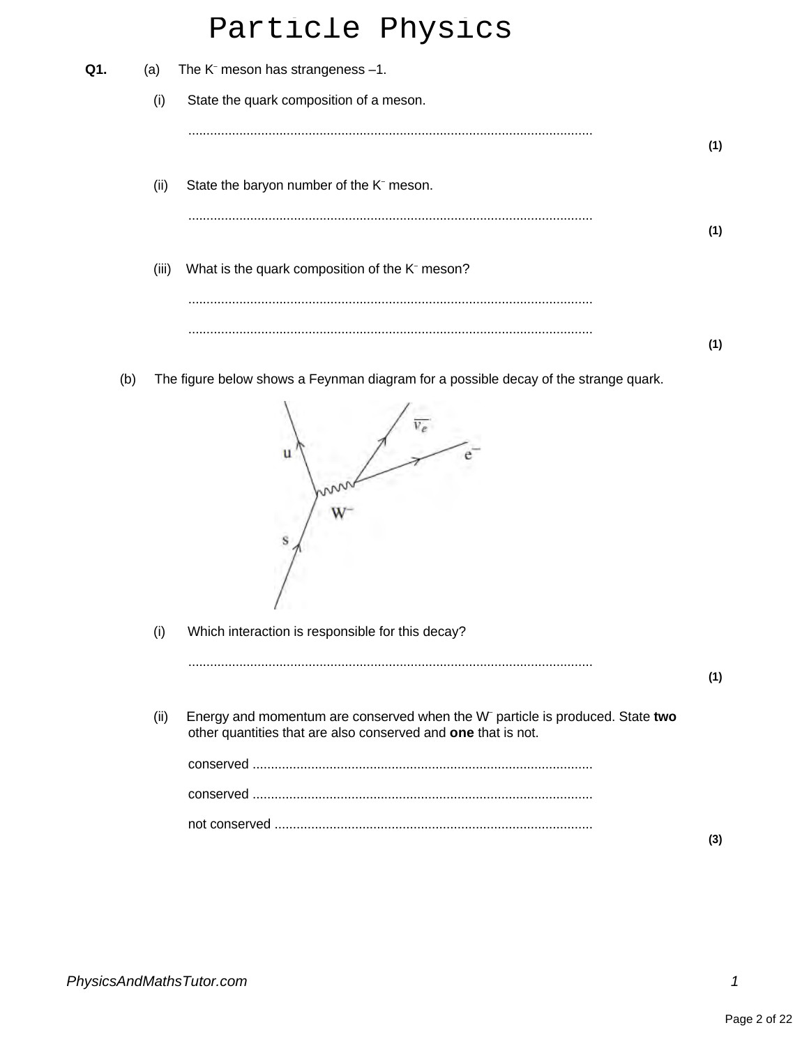# Particle Physics

**Q1.** (a) The $K^-$ meson has strangeness –1.

(i) State the quark composition of a meson.

.............................................................................................................
**(1)**

(ii) State the baryon number of the $K^-$ meson.

.............................................................................................................
**(1)**

(iii) What is the quark composition of the $K^-$ meson?

.............................................................................................................

.............................................................................................................
**(1)**

(b) The figure below shows a Feynman diagram for a possible decay of the strange quark.

(i) Which interaction is responsible for this decay?

.............................................................................................................
**(1)**

(ii) Energy and momentum are conserved when the $W^-$ particle is produced. State **two** other quantities that are also conserved and **one** that is not.

conserved ............................................................................................

conserved ............................................................................................

not conserved ......................................................................................
**(3)**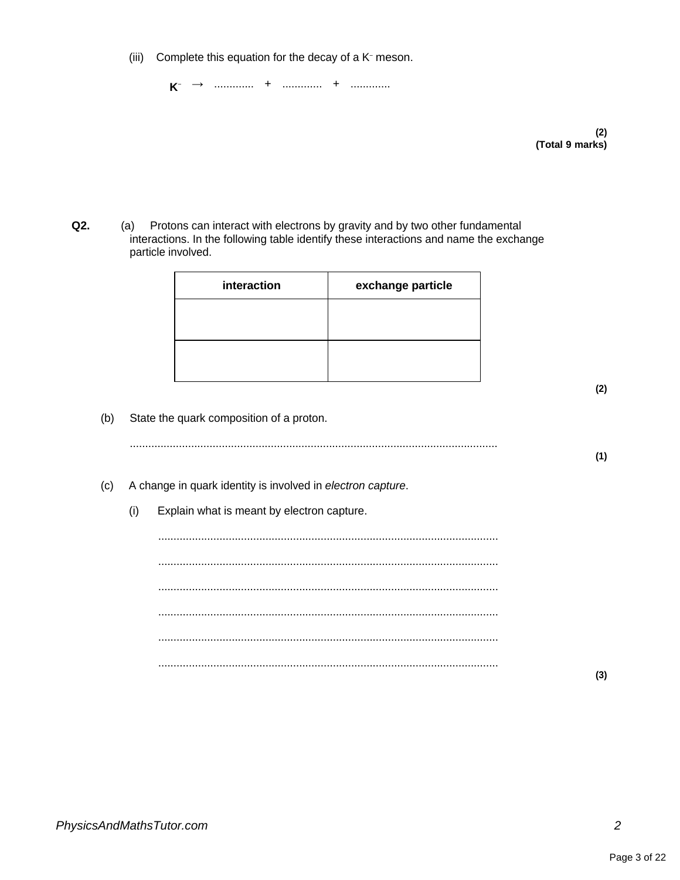(iii) Complete this equation for the decay of a $K^-$ meson.

$$K^- \rightarrow \text{.............} + \text{.............} + \text{.............}$$

**(2)**
**(Total 9 marks)**

**Q2.** (a) Protons can interact with electrons by gravity and by two other fundamental interactions. In the following table identify these interactions and name the exchange particle involved.

| interaction | exchange particle |
|---|---|
| | |
| | |

**(2)**

(b) State the quark composition of a proton.

.......................................................................................................................

**(1)**

(c) A change in quark identity is involved in *electron capture*.

(i) Explain what is meant by electron capture.

..............................................................................................................

..............................................................................................................

..............................................................................................................

..............................................................................................................

..............................................................................................................

..............................................................................................................

**(3)**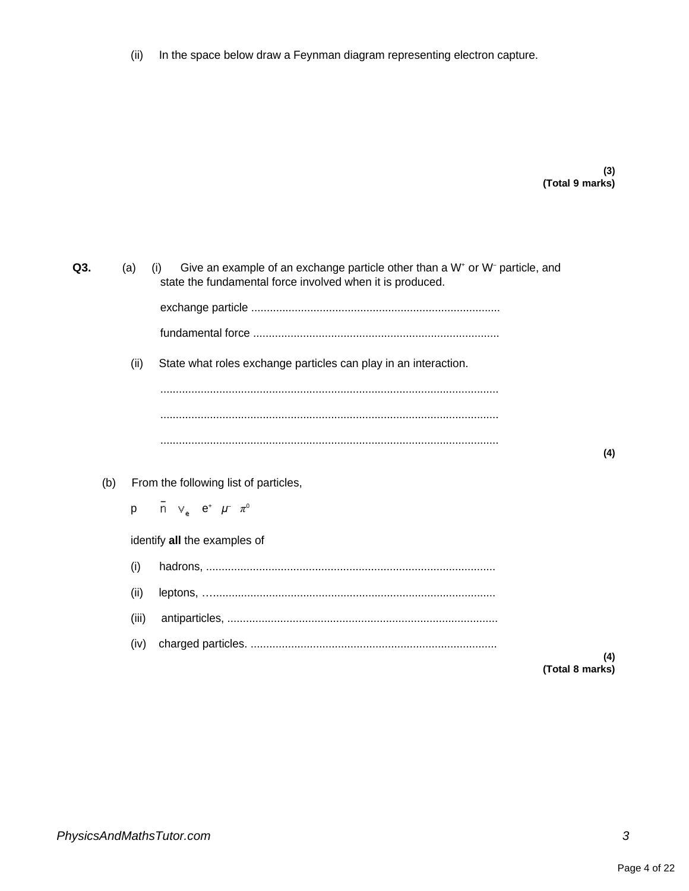(ii) In the space below draw a Feynman diagram representing electron capture.

**(3)**
**(Total 9 marks)**

**Q3.** (a) (i) Give an example of an exchange particle other than a $W^+$ or $W^-$ particle, and state the fundamental force involved when it is produced.

exchange particle ...............................................................................

fundamental force ..............................................................................

(ii) State what roles exchange particles can play in an interaction.

...........................................................................................................

...........................................................................................................

...........................................................................................................

**(4)**

(b) From the following list of particles,

p $\bar{n}$ $\nu_e$ $e^+$ $\mu^-$ $\pi^0$

identify **all** the examples of

(i) hadrons, ............................................................................................

(ii) leptons, ............................................................................................

(iii) antiparticles, ......................................................................................

(iv) charged particles. ..............................................................................

**(4)**
**(Total 8 marks)**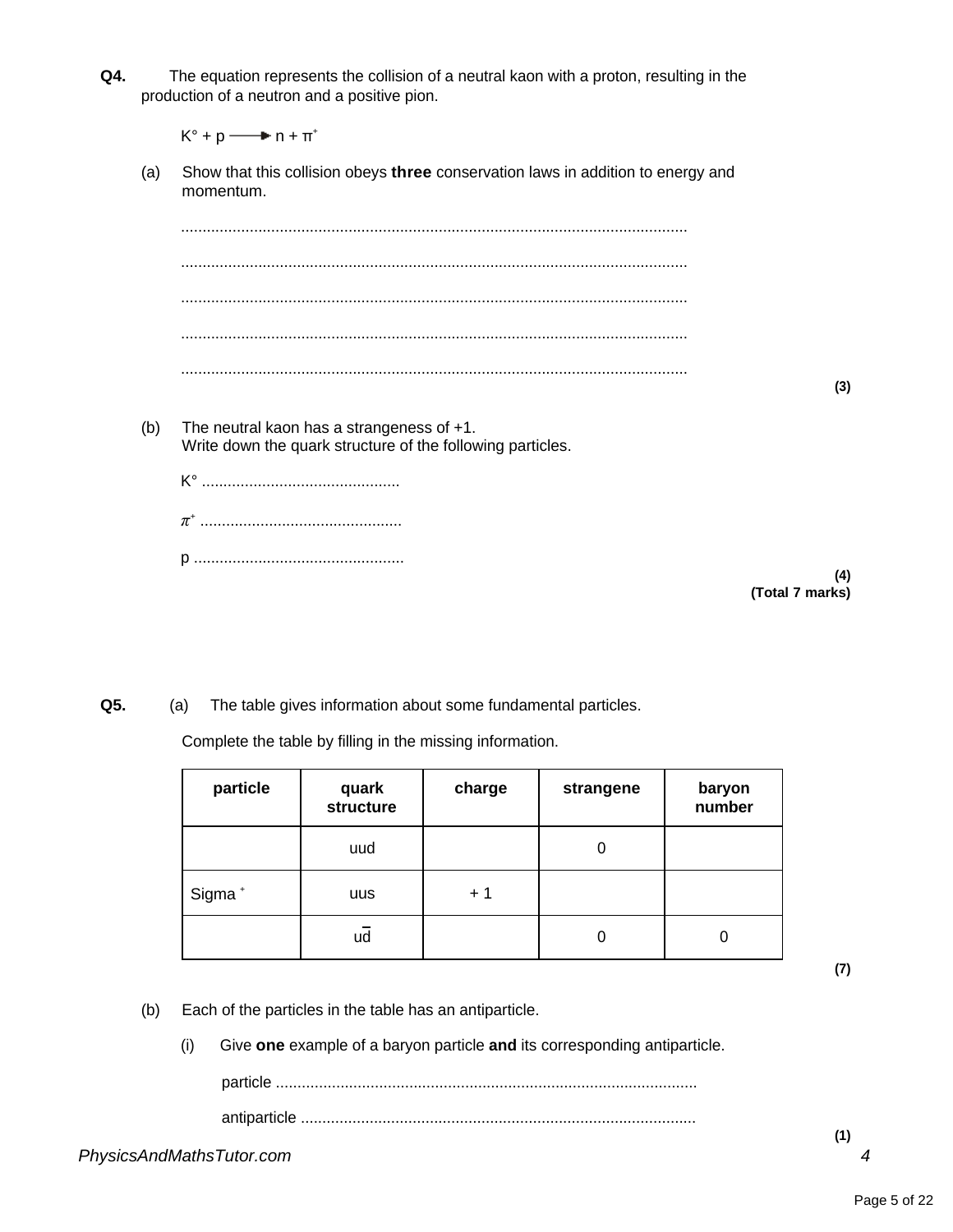**Q4.** The equation represents the collision of a neutral kaon with a proton, resulting in the production of a neutron and a positive pion.

$$K^{\circ} + p \longrightarrow n + \pi^{+}$$

(a) Show that this collision obeys **three** conservation laws in addition to energy and momentum.

.....................................................................................................................

.....................................................................................................................

.....................................................................................................................

.....................................................................................................................

.....................................................................................................................

**(3)**

(b) The neutral kaon has a strangeness of +1.
Write down the quark structure of the following particles.

$K^{\circ}$ ..............................................

$\pi^{+}$ ..............................................

p ..............................................

**(4)**
**(Total 7 marks)**

**Q5.** (a) The table gives information about some fundamental particles.

Complete the table by filling in the missing information.

| particle | quark structure | charge | strangene | baryon number |
|---|---|---|---|---|
| | uud | | 0 | |
| Sigma $^{+}$ | uus | + 1 | | |
| | $u\bar{d}$ | | 0 | 0 |

**(7)**

(b) Each of the particles in the table has an antiparticle.

(i) Give **one** example of a baryon particle **and** its corresponding antiparticle.

particle ..................................................................................................

antiparticle ............................................................................................

**(1)**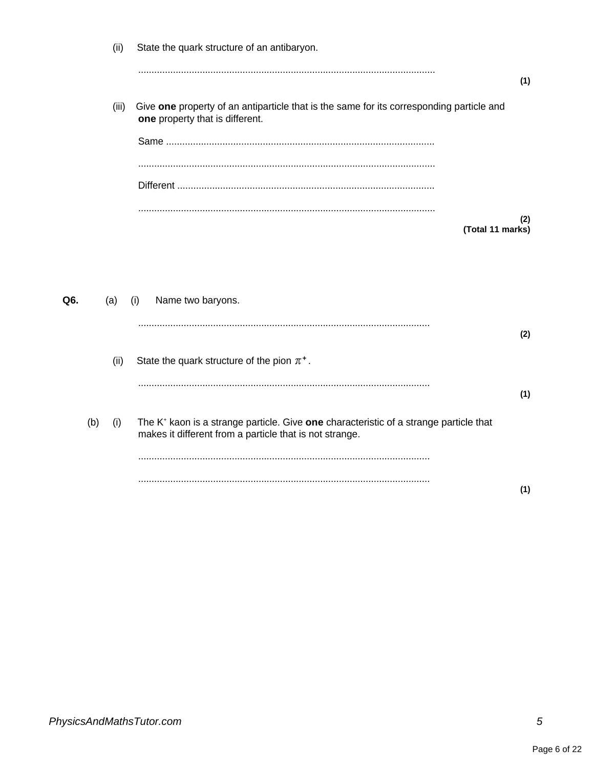(ii) State the quark structure of an antibaryon.

..............................................................................................................

**(1)**

(iii) Give **one** property of an antiparticle that is the same for its corresponding particle and **one** property that is different.

Same ....................................................................................................

..............................................................................................................

Different ...............................................................................................

..............................................................................................................

**(2)**
**(Total 11 marks)**

**Q6.** (a) (i) Name two baryons.

..............................................................................................................

**(2)**

(ii) State the quark structure of the pion $\pi^+$.

..............................................................................................................

**(1)**

(b) (i) The $K^+$ kaon is a strange particle. Give **one** characteristic of a strange particle that makes it different from a particle that is not strange.

..............................................................................................................

..............................................................................................................

**(1)**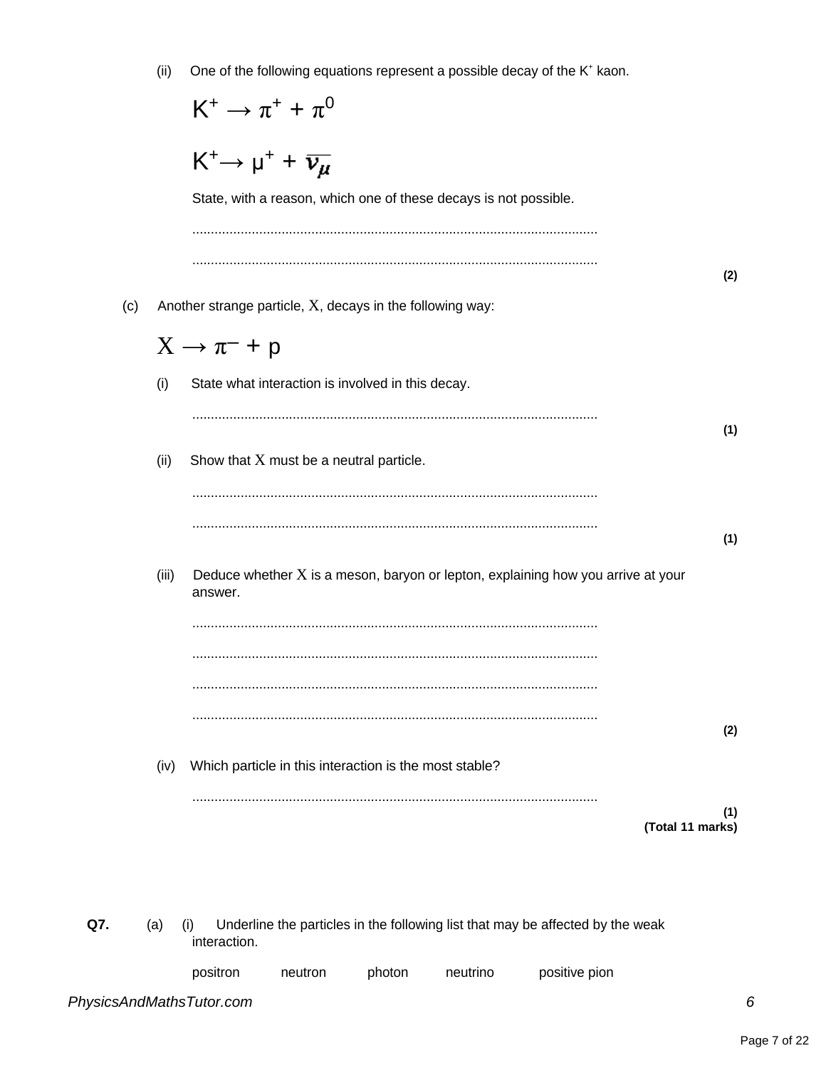(ii) One of the following equations represent a possible decay of the $K^+$ kaon.

$$K^+ \rightarrow \pi^+ + \pi^0$$

$$K^+ \rightarrow \mu^+ + \overline{\nu_\mu}$$

State, with a reason, which one of these decays is not possible.

............................................................................................................

............................................................................................................

**(2)**

(c) Another strange particle, X, decays in the following way:

$$X \rightarrow \pi^- + p$$

(i) State what interaction is involved in this decay.

............................................................................................................

**(1)**

(ii) Show that X must be a neutral particle.

............................................................................................................

............................................................................................................

**(1)**

(iii) Deduce whether X is a meson, baryon or lepton, explaining how you arrive at your answer.

............................................................................................................

............................................................................................................

............................................................................................................

............................................................................................................

**(2)**

(iv) Which particle in this interaction is the most stable?

............................................................................................................

**(1)**
**(Total 11 marks)**

**Q7.** (a) (i) Underline the particles in the following list that may be affected by the weak interaction.

positron neutron photon neutrino positive pion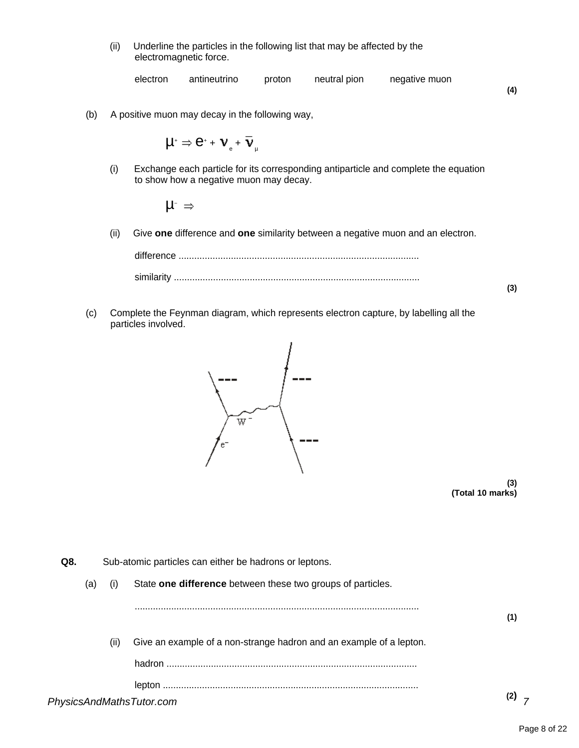(ii) Underline the particles in the following list that may be affected by the electromagnetic force.

electron antineutrino proton neutral pion negative muon

**(4)**

(b) A positive muon may decay in the following way,

$$\mu^+ \Rightarrow e^+ + \nu_e + \bar{\nu}_\mu$$

(i) Exchange each particle for its corresponding antiparticle and complete the equation to show how a negative muon may decay.

$$\mu^- \Rightarrow$$

(ii) Give **one** difference and **one** similarity between a negative muon and an electron.

difference ............................................................................................

similarity ..............................................................................................

**(3)**

(c) Complete the Feynman diagram, which represents electron capture, by labelling all the particles involved.

**(3)**

**(Total 10 marks)**

**Q8.** Sub-atomic particles can either be hadrons or leptons.

(a) (i) State **one difference** between these two groups of particles.

............................................................................................................

**(1)**

(ii) Give an example of a non-strange hadron and an example of a lepton.

hadron ...............................................................................................

lepton .................................................................................................

**(2)**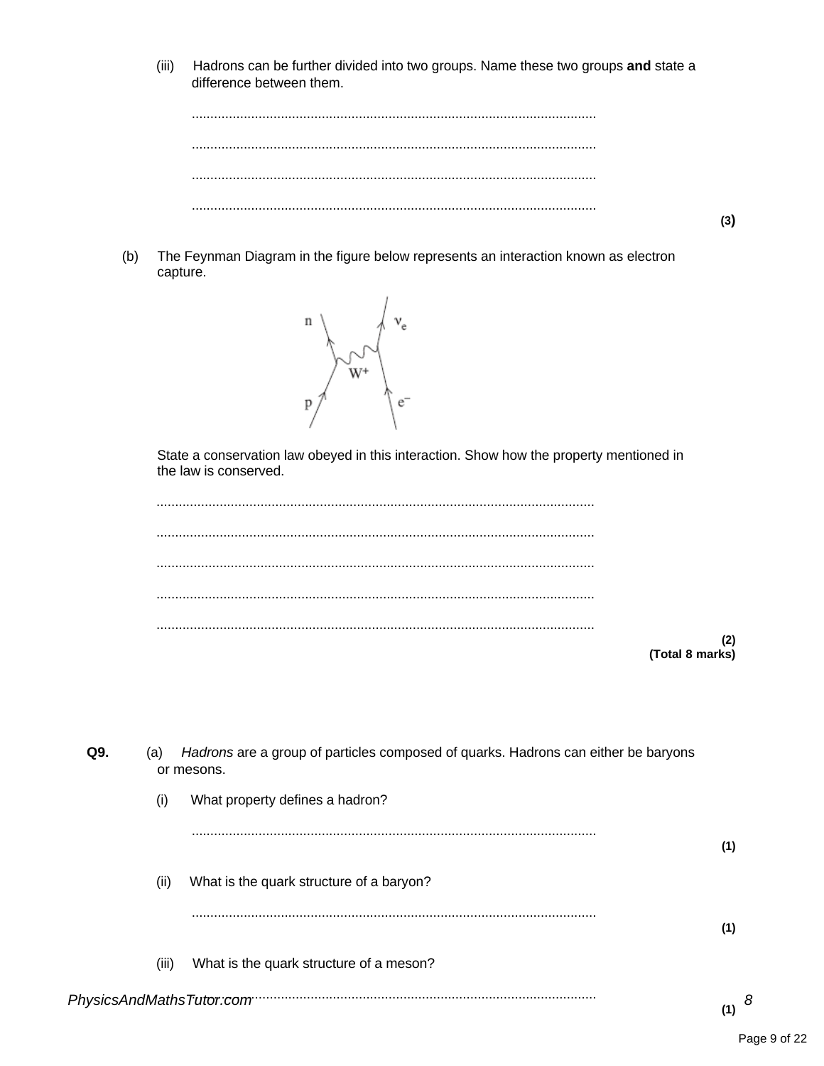(iii) Hadrons can be further divided into two groups. Name these two groups **and** state a difference between them.

...................................................................................................................

...................................................................................................................

...................................................................................................................

...................................................................................................................

**(3)**

(b) The Feynman Diagram in the figure below represents an interaction known as electron capture.

State a conservation law obeyed in this interaction. Show how the property mentioned in the law is conserved.

...................................................................................................................

...................................................................................................................

...................................................................................................................

...................................................................................................................

...................................................................................................................

**(2)**
**(Total 8 marks)**

**Q9.** (a) *Hadrons* are a group of particles composed of quarks. Hadrons can either be baryons or mesons.

(i) What property defines a hadron?

...................................................................................................................

**(1)**

(ii) What is the quark structure of a baryon?

...................................................................................................................

**(1)**

(iii) What is the quark structure of a meson?

...................................................................................................................

**(1)**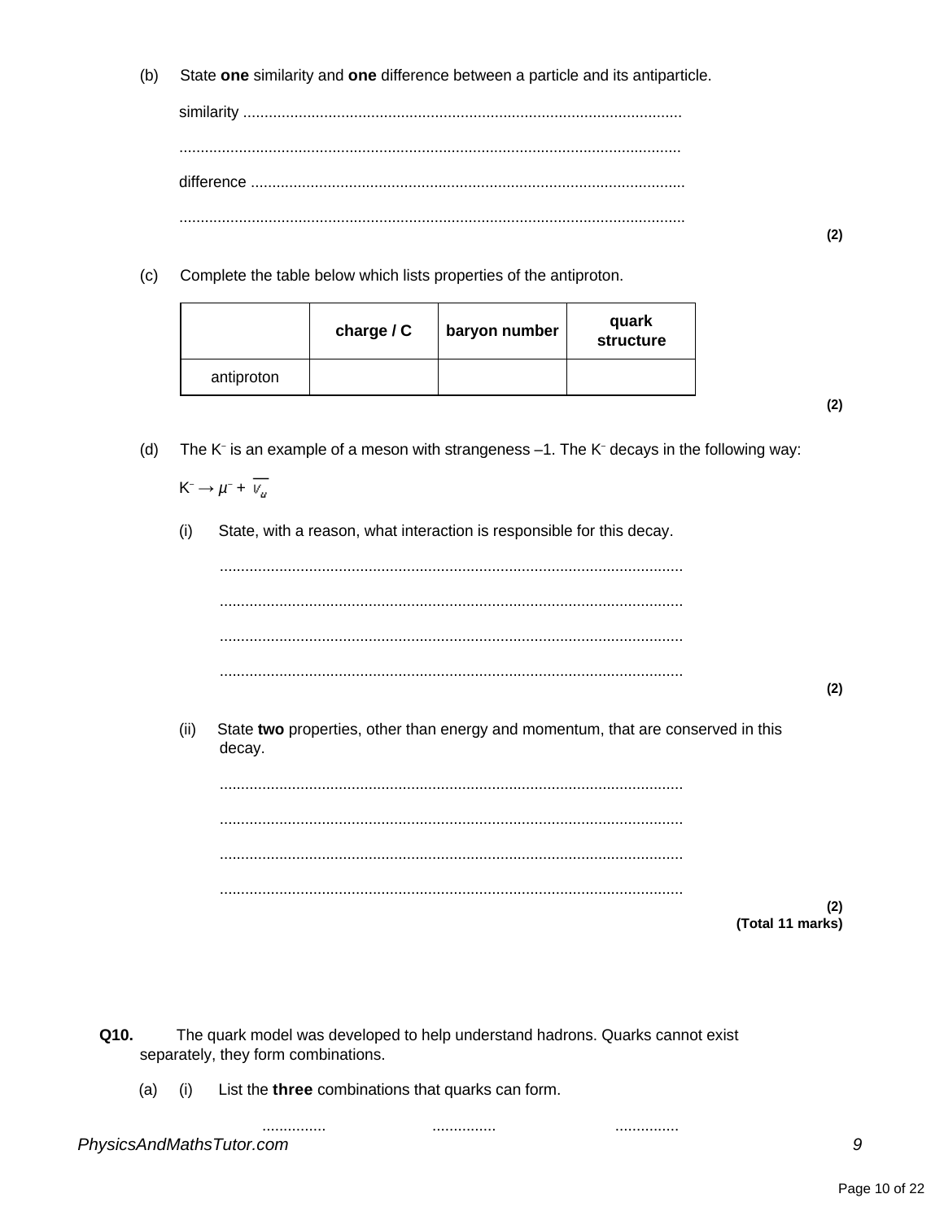(b) State **one** similarity and **one** difference between a particle and its antiparticle.

similarity ......................................................................................................

......................................................................................................

difference ......................................................................................................

......................................................................................................

**(2)**

(c) Complete the table below which lists properties of the antiproton.

| | charge / C | baryon number | quark structure |
|---|---|---|---|
| antiproton | | | |

**(2)**

(d) The $K^-$ is an example of a meson with strangeness –1. The $K^-$ decays in the following way:

$K^- \rightarrow \mu^- + \overline{\nu_\mu}$

(i) State, with a reason, what interaction is responsible for this decay.

......................................................................................................

......................................................................................................

......................................................................................................

......................................................................................................

**(2)**

(ii) State **two** properties, other than energy and momentum, that are conserved in this decay.

......................................................................................................

......................................................................................................

......................................................................................................

......................................................................................................

**(2)**
**(Total 11 marks)**

**Q10.** The quark model was developed to help understand hadrons. Quarks cannot exist separately, they form combinations.

(a) (i) List the **three** combinations that quarks can form.

............... ............... ...............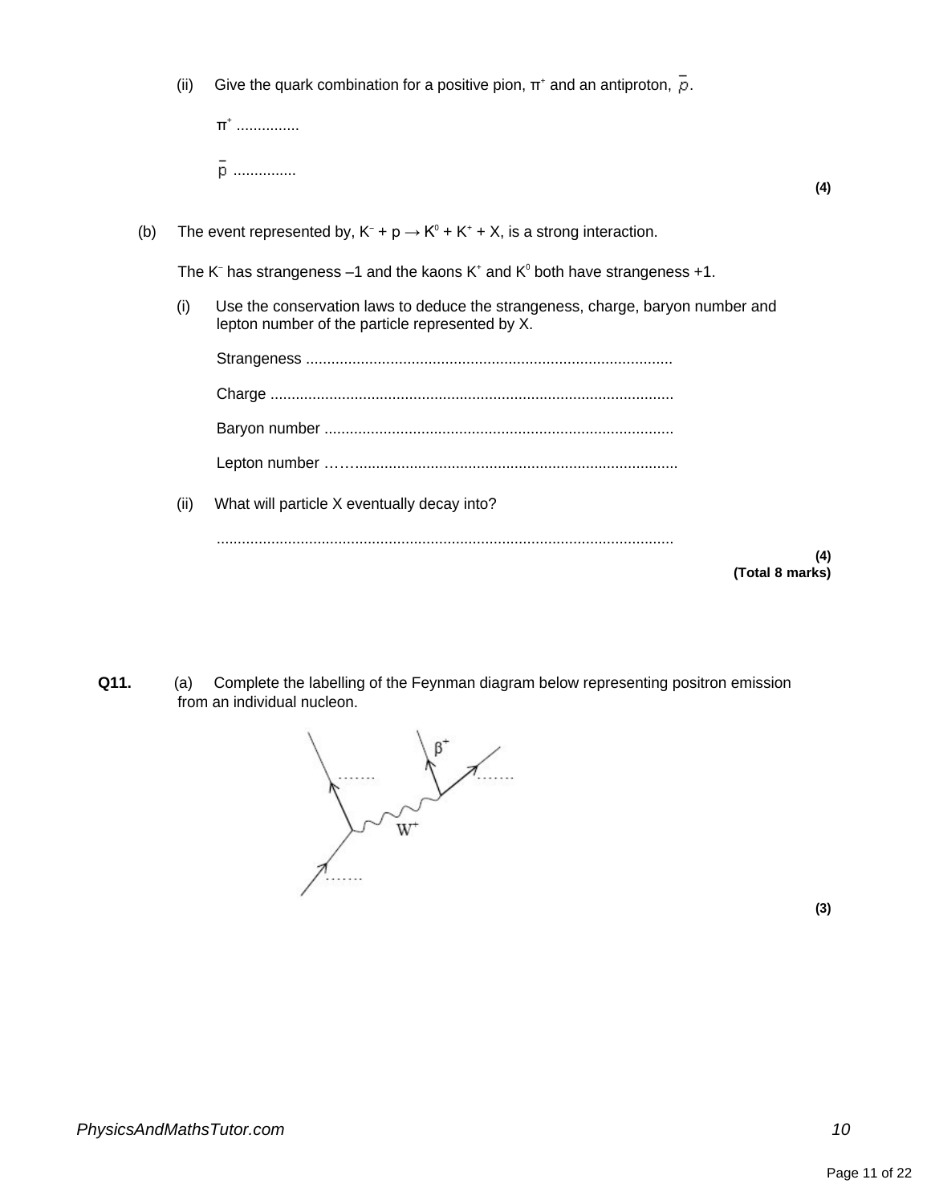(ii) Give the quark combination for a positive pion, $\pi^+$ and an antiproton, $\bar{p}$.

$\pi^+$ ...............

$\bar{p}$ ...............

**(4)**

(b) The event represented by, $K^- + p \rightarrow K^0 + K^+ + X$, is a strong interaction.

The $K^-$ has strangeness –1 and the kaons $K^+$ and $K^0$ both have strangeness +1.

(i) Use the conservation laws to deduce the strangeness, charge, baryon number and lepton number of the particle represented by X.

Strangeness .......................................................................................

Charge ................................................................................................

Baryon number ...................................................................................

Lepton number ……............................................................................

(ii) What will particle X eventually decay into?

............................................................................................................

**(4)**
**(Total 8 marks)**

**Q11.** (a) Complete the labelling of the Feynman diagram below representing positron emission from an individual nucleon.

$\beta^+$ ....... ....... $W^+$ .......

**(3)**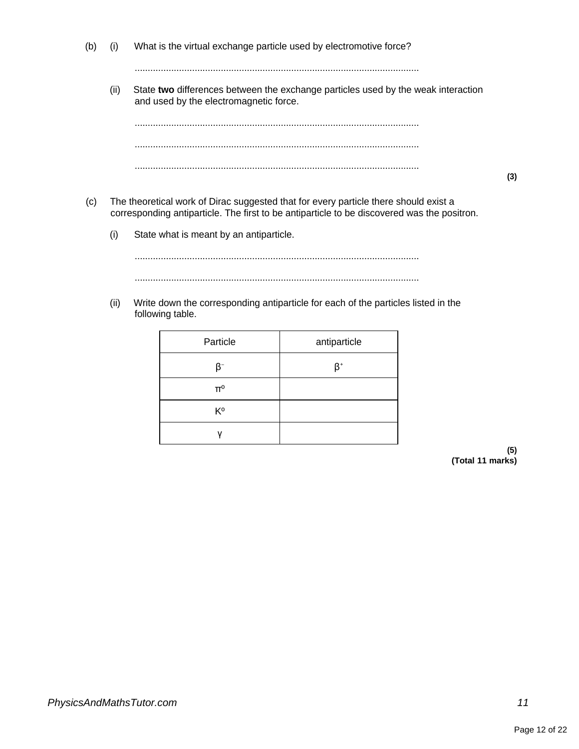(b) (i) What is the virtual exchange particle used by electromotive force?

............................................................................................................

(ii) State **two** differences between the exchange particles used by the weak interaction and used by the electromagnetic force.

............................................................................................................

............................................................................................................

............................................................................................................

**(3)**

(c) The theoretical work of Dirac suggested that for every particle there should exist a corresponding antiparticle. The first to be antiparticle to be discovered was the positron.

(i) State what is meant by an antiparticle.

............................................................................................................

............................................................................................................

(ii) Write down the corresponding antiparticle for each of the particles listed in the following table.

| Particle | antiparticle |
| --- | --- |
| $\beta^-$ | $\beta^+$ |
| $\pi^o$ | |
| $K^o$ | |
| $\gamma$ | |

**(5)**
**(Total 11 marks)**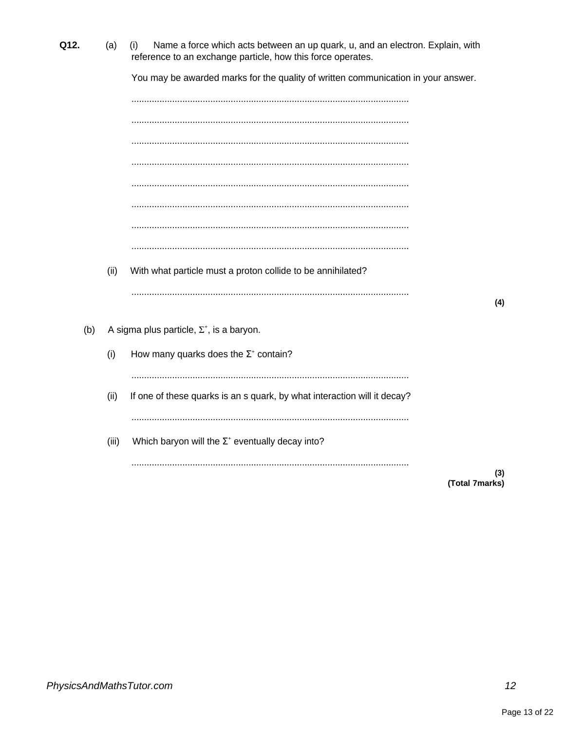**Q12.** (a) (i) Name a force which acts between an up quark, u, and an electron. Explain, with reference to an exchange particle, how this force operates.

You may be awarded marks for the quality of written communication in your answer.

............................................................................................................

............................................................................................................

............................................................................................................

............................................................................................................

............................................................................................................

............................................................................................................

............................................................................................................

............................................................................................................

(ii) With what particle must a proton collide to be annihilated?

............................................................................................................

**(4)**

(b) A sigma plus particle, $\Sigma^+$, is a baryon.

(i) How many quarks does the $\Sigma^+$ contain?

............................................................................................................

(ii) If one of these quarks is an s quark, by what interaction will it decay?

............................................................................................................

(iii) Which baryon will the $\Sigma^+$ eventually decay into?

............................................................................................................

**(3)**
**(Total 7marks)**